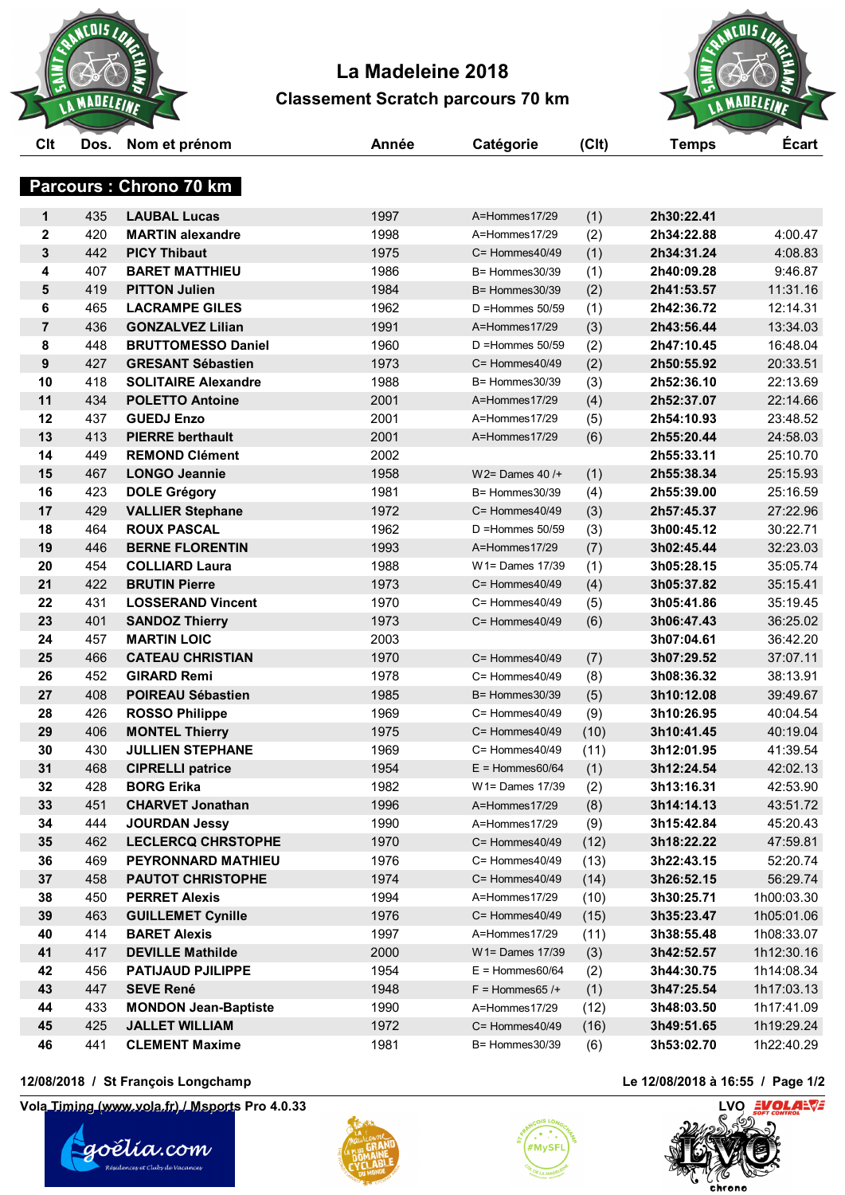# La Madeleine 2018

## Classement Scratch parcours 70 km

### Parcours : Chrono 70 km

| Clt | Dos. | Nom et prénom | Année | Catégorie | (Clt) | Temps | Écart |
|---|---|---|---|---|---|---|---|
| 1 | 435 | **LAUBAL Lucas** | 1997 | A=Hommes17/29 | (1) | **2h30:22.41** | |
| 2 | 420 | **MARTIN alexandre** | 1998 | A=Hommes17/29 | (2) | **2h34:22.88** | 4:00.47 |
| 3 | 442 | **PICY Thibaut** | 1975 | C= Hommes40/49 | (1) | **2h34:31.24** | 4:08.83 |
| 4 | 407 | **BARET MATTHIEU** | 1986 | B= Hommes30/39 | (1) | **2h40:09.28** | 9:46.87 |
| 5 | 419 | **PITTON Julien** | 1984 | B= Hommes30/39 | (2) | **2h41:53.57** | 11:31.16 |
| 6 | 465 | **LACRAMPE GILES** | 1962 | D =Hommes 50/59 | (1) | **2h42:36.72** | 12:14.31 |
| 7 | 436 | **GONZALVEZ Lilian** | 1991 | A=Hommes17/29 | (3) | **2h43:56.44** | 13:34.03 |
| 8 | 448 | **BRUTTOMESSO Daniel** | 1960 | D =Hommes 50/59 | (2) | **2h47:10.45** | 16:48.04 |
| 9 | 427 | **GRESANT Sébastien** | 1973 | C= Hommes40/49 | (2) | **2h50:55.92** | 20:33.51 |
| 10 | 418 | **SOLITAIRE Alexandre** | 1988 | B= Hommes30/39 | (3) | **2h52:36.10** | 22:13.69 |
| 11 | 434 | **POLETTO Antoine** | 2001 | A=Hommes17/29 | (4) | **2h52:37.07** | 22:14.66 |
| 12 | 437 | **GUEDJ Enzo** | 2001 | A=Hommes17/29 | (5) | **2h54:10.93** | 23:48.52 |
| 13 | 413 | **PIERRE berthault** | 2001 | A=Hommes17/29 | (6) | **2h55:20.44** | 24:58.03 |
| 14 | 449 | **REMOND Clément** | 2002 | | | **2h55:33.11** | 25:10.70 |
| 15 | 467 | **LONGO Jeannie** | 1958 | W2= Dames 40 /+ | (1) | **2h55:38.34** | 25:15.93 |
| 16 | 423 | **DOLE Grégory** | 1981 | B= Hommes30/39 | (4) | **2h55:39.00** | 25:16.59 |
| 17 | 429 | **VALLIER Stephane** | 1972 | C= Hommes40/49 | (3) | **2h57:45.37** | 27:22.96 |
| 18 | 464 | **ROUX PASCAL** | 1962 | D =Hommes 50/59 | (3) | **3h00:45.12** | 30:22.71 |
| 19 | 446 | **BERNE FLORENTIN** | 1993 | A=Hommes17/29 | (7) | **3h02:45.44** | 32:23.03 |
| 20 | 454 | **COLLIARD Laura** | 1988 | W1= Dames 17/39 | (1) | **3h05:28.15** | 35:05.74 |
| 21 | 422 | **BRUTIN Pierre** | 1973 | C= Hommes40/49 | (4) | **3h05:37.82** | 35:15.41 |
| 22 | 431 | **LOSSERAND Vincent** | 1970 | C= Hommes40/49 | (5) | **3h05:41.86** | 35:19.45 |
| 23 | 401 | **SANDOZ Thierry** | 1973 | C= Hommes40/49 | (6) | **3h06:47.43** | 36:25.02 |
| 24 | 457 | **MARTIN LOIC** | 2003 | | | **3h07:04.61** | 36:42.20 |
| 25 | 466 | **CATEAU CHRISTIAN** | 1970 | C= Hommes40/49 | (7) | **3h07:29.52** | 37:07.11 |
| 26 | 452 | **GIRARD Remi** | 1978 | C= Hommes40/49 | (8) | **3h08:36.32** | 38:13.91 |
| 27 | 408 | **POIREAU Sébastien** | 1985 | B= Hommes30/39 | (5) | **3h10:12.08** | 39:49.67 |
| 28 | 426 | **ROSSO Philippe** | 1969 | C= Hommes40/49 | (9) | **3h10:26.95** | 40:04.54 |
| 29 | 406 | **MONTEL Thierry** | 1975 | C= Hommes40/49 | (10) | **3h10:41.45** | 40:19.04 |
| 30 | 430 | **JULLIEN STEPHANE** | 1969 | C= Hommes40/49 | (11) | **3h12:01.95** | 41:39.54 |
| 31 | 468 | **CIPRELLI patrice** | 1954 | E = Hommes60/64 | (1) | **3h12:24.54** | 42:02.13 |
| 32 | 428 | **BORG Erika** | 1982 | W1= Dames 17/39 | (2) | **3h13:16.31** | 42:53.90 |
| 33 | 451 | **CHARVET Jonathan** | 1996 | A=Hommes17/29 | (8) | **3h14:14.13** | 43:51.72 |
| 34 | 444 | **JOURDAN Jessy** | 1990 | A=Hommes17/29 | (9) | **3h15:42.84** | 45:20.43 |
| 35 | 462 | **LECLERCQ CHRSTOPHE** | 1970 | C= Hommes40/49 | (12) | **3h18:22.22** | 47:59.81 |
| 36 | 469 | **PEYRONNARD MATHIEU** | 1976 | C= Hommes40/49 | (13) | **3h22:43.15** | 52:20.74 |
| 37 | 458 | **PAUTOT CHRISTOPHE** | 1974 | C= Hommes40/49 | (14) | **3h26:52.15** | 56:29.74 |
| 38 | 450 | **PERRET Alexis** | 1994 | A=Hommes17/29 | (10) | **3h30:25.71** | 1h00:03.30 |
| 39 | 463 | **GUILLEMET Cynille** | 1976 | C= Hommes40/49 | (15) | **3h35:23.47** | 1h05:01.06 |
| 40 | 414 | **BARET Alexis** | 1997 | A=Hommes17/29 | (11) | **3h38:55.48** | 1h08:33.07 |
| 41 | 417 | **DEVILLE Mathilde** | 2000 | W1= Dames 17/39 | (3) | **3h42:52.57** | 1h12:30.16 |
| 42 | 456 | **PATIJAUD PJILIPPE** | 1954 | E = Hommes60/64 | (2) | **3h44:30.75** | 1h14:08.34 |
| 43 | 447 | **SEVE René** | 1948 | F = Hommes65 /+ | (1) | **3h47:25.54** | 1h17:03.13 |
| 44 | 433 | **MONDON Jean-Baptiste** | 1990 | A=Hommes17/29 | (12) | **3h48:03.50** | 1h17:41.09 |
| 45 | 425 | **JALLET WILLIAM** | 1972 | C= Hommes40/49 | (16) | **3h49:51.65** | 1h19:29.24 |
| 46 | 441 | **CLEMENT Maxime** | 1981 | B= Hommes30/39 | (6) | **3h53:02.70** | 1h22:40.29 |

12/08/2018 / St François Longchamp

Le 12/08/2018 à 16:55

Vola Timing (www.vola.fr) / Msports Pro 4.0.33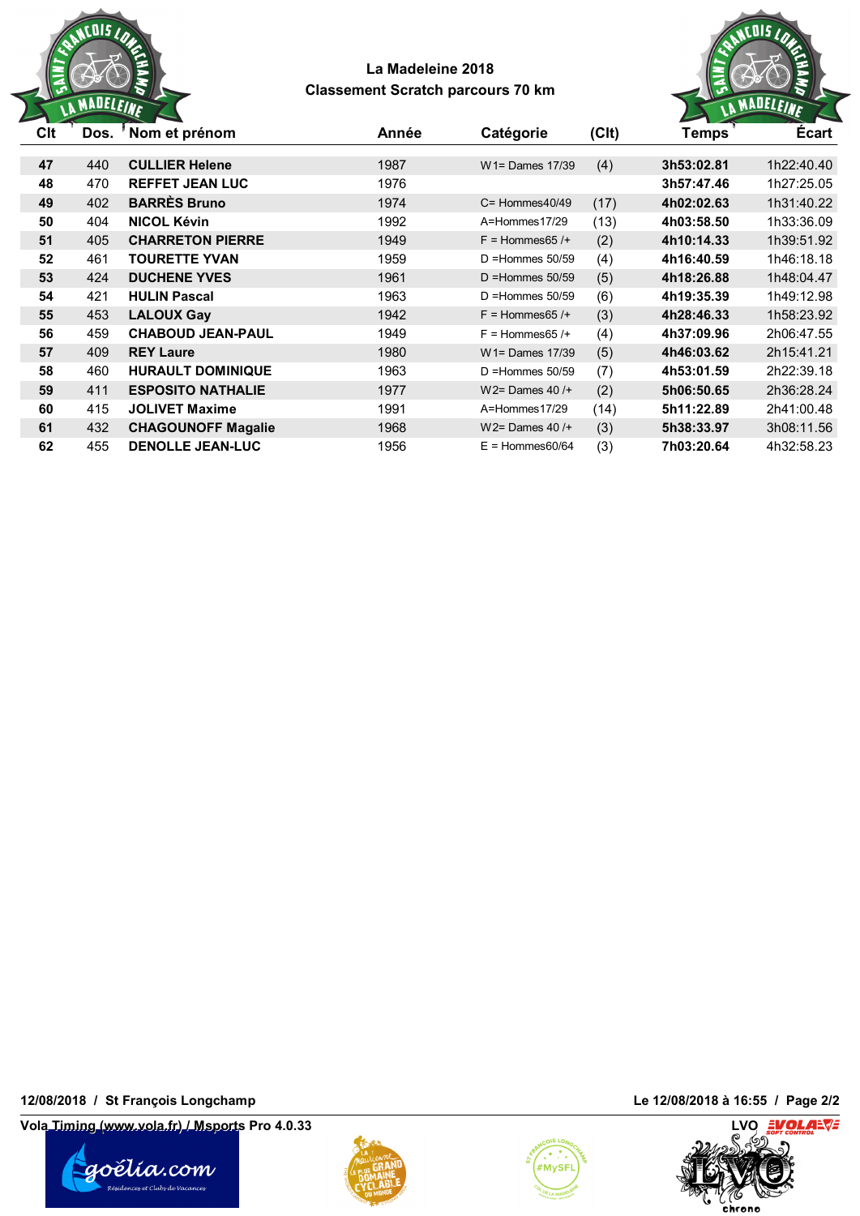**La Madeleine 2018**
**Classement Scratch parcours 70 km**

| Clt | Dos. | Nom et prénom | Année | Catégorie | (Clt) | Temps | Écart |
|---|---|---|---|---|---|---|---|
| 47 | 440 | CULLIER Helene | 1987 | W1= Dames 17/39 | (4) | 3h53:02.81 | 1h22:40.40 |
| 48 | 470 | REFFET JEAN LUC | 1976 | | | 3h57:47.46 | 1h27:25.05 |
| 49 | 402 | BARRÈS Bruno | 1974 | C= Hommes40/49 | (17) | 4h02:02.63 | 1h31:40.22 |
| 50 | 404 | NICOL Kévin | 1992 | A=Hommes17/29 | (13) | 4h03:58.50 | 1h33:36.09 |
| 51 | 405 | CHARRETON PIERRE | 1949 | F = Hommes65 /+ | (2) | 4h10:14.33 | 1h39:51.92 |
| 52 | 461 | TOURETTE YVAN | 1959 | D =Hommes 50/59 | (4) | 4h16:40.59 | 1h46:18.18 |
| 53 | 424 | DUCHENE YVES | 1961 | D =Hommes 50/59 | (5) | 4h18:26.88 | 1h48:04.47 |
| 54 | 421 | HULIN Pascal | 1963 | D =Hommes 50/59 | (6) | 4h19:35.39 | 1h49:12.98 |
| 55 | 453 | LALOUX Gay | 1942 | F = Hommes65 /+ | (3) | 4h28:46.33 | 1h58:23.92 |
| 56 | 459 | CHABOUD JEAN-PAUL | 1949 | F = Hommes65 /+ | (4) | 4h37:09.96 | 2h06:47.55 |
| 57 | 409 | REY Laure | 1980 | W1= Dames 17/39 | (5) | 4h46:03.62 | 2h15:41.21 |
| 58 | 460 | HURAULT DOMINIQUE | 1963 | D =Hommes 50/59 | (7) | 4h53:01.59 | 2h22:39.18 |
| 59 | 411 | ESPOSITO NATHALIE | 1977 | W2= Dames 40 /+ | (2) | 5h06:50.65 | 2h36:28.24 |
| 60 | 415 | JOLIVET Maxime | 1991 | A=Hommes17/29 | (14) | 5h11:22.89 | 2h41:00.48 |
| 61 | 432 | CHAGOUNOFF Magalie | 1968 | W2= Dames 40 /+ | (3) | 5h38:33.97 | 3h08:11.56 |
| 62 | 455 | DENOLLE JEAN-LUC | 1956 | E = Hommes60/64 | (3) | 7h03:20.64 | 4h32:58.23 |

12/08/2018 / St François Longchamp — Le 12/08/2018 à 16:55

Vola Timing (www.vola.fr) / Msports Pro 4.0.33